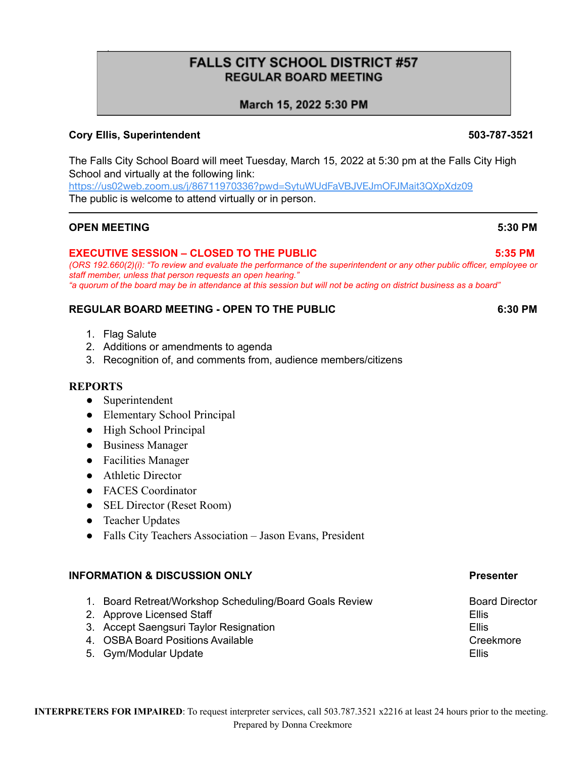# FALLS CITY SCHOOL DISTRICT #57
## REGULAR BOARD MEETING

**March 15, 2022 5:30 PM**

**Cory Ellis, Superintendent** **503-787-3521**

The Falls City School Board will meet Tuesday, March 15, 2022 at 5:30 pm at the Falls City High School and virtually at the following link:
https://us02web.zoom.us/j/86711970336?pwd=SytuWUdFaVBJVEJmOFJMait3QXpXdz09
The public is welcome to attend virtually or in person.

---

**OPEN MEETING** **5:30 PM**

**EXECUTIVE SESSION – CLOSED TO THE PUBLIC** **5:35 PM**
*(ORS 192.660(2)(i): "To review and evaluate the performance of the superintendent or any other public officer, employee or staff member, unless that person requests an open hearing."*
*"a quorum of the board may be in attendance at this session but will not be acting on district business as a board"*

**REGULAR BOARD MEETING - OPEN TO THE PUBLIC** **6:30 PM**

1. Flag Salute
2. Additions or amendments to agenda
3. Recognition of, and comments from, audience members/citizens

**REPORTS**

- Superintendent
- Elementary School Principal
- High School Principal
- Business Manager
- Facilities Manager
- Athletic Director
- FACES Coordinator
- SEL Director (Reset Room)
- Teacher Updates
- Falls City Teachers Association – Jason Evans, President

| **INFORMATION & DISCUSSION ONLY** | **Presenter** |
| --- | --- |
| 1. Board Retreat/Workshop Scheduling/Board Goals Review | Board Director |
| 2. Approve Licensed Staff | Ellis |
| 3. Accept Saengsuri Taylor Resignation | Ellis |
| 4. OSBA Board Positions Available | Creekmore |
| 5. Gym/Modular Update | Ellis |

**INTERPRETERS FOR IMPAIRED**: To request interpreter services, call 503.787.3521 x2216 at least 24 hours prior to the meeting.
Prepared by Donna Creekmore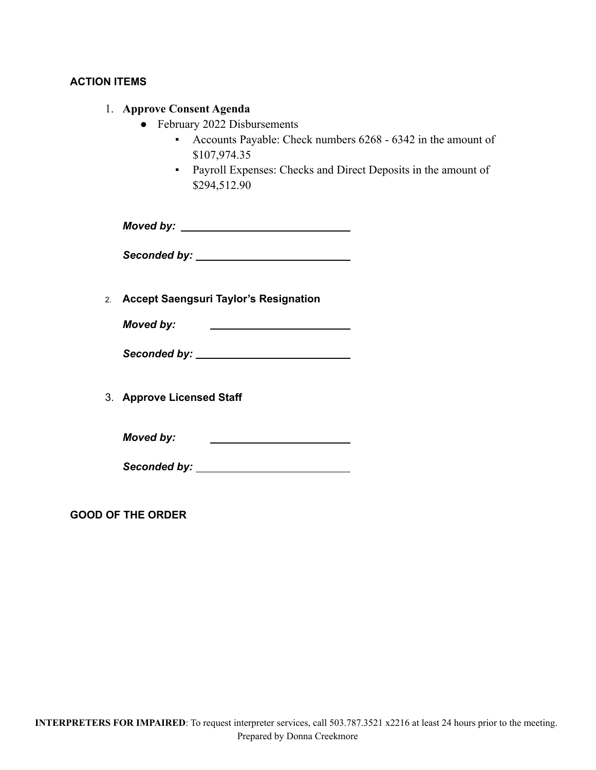### ACTION ITEMS

1. **Approve Consent Agenda**
   - February 2022 Disbursements
     - Accounts Payable: Check numbers 6268 - 6342 in the amount of $107,974.35
     - Payroll Expenses: Checks and Direct Deposits in the amount of $294,512.90

   ***Moved by:*** ______________________________

   ***Seconded by:*** ___________________________

2. **Accept Saengsuri Taylor's Resignation**

   ***Moved by:*** ______________________________

   ***Seconded by:*** ___________________________

3. **Approve Licensed Staff**

   ***Moved by:*** ______________________________

   ***Seconded by:*** ___________________________

### GOOD OF THE ORDER

**INTERPRETERS FOR IMPAIRED**: To request interpreter services, call 503.787.3521 x2216 at least 24 hours prior to the meeting.

Prepared by Donna Creekmore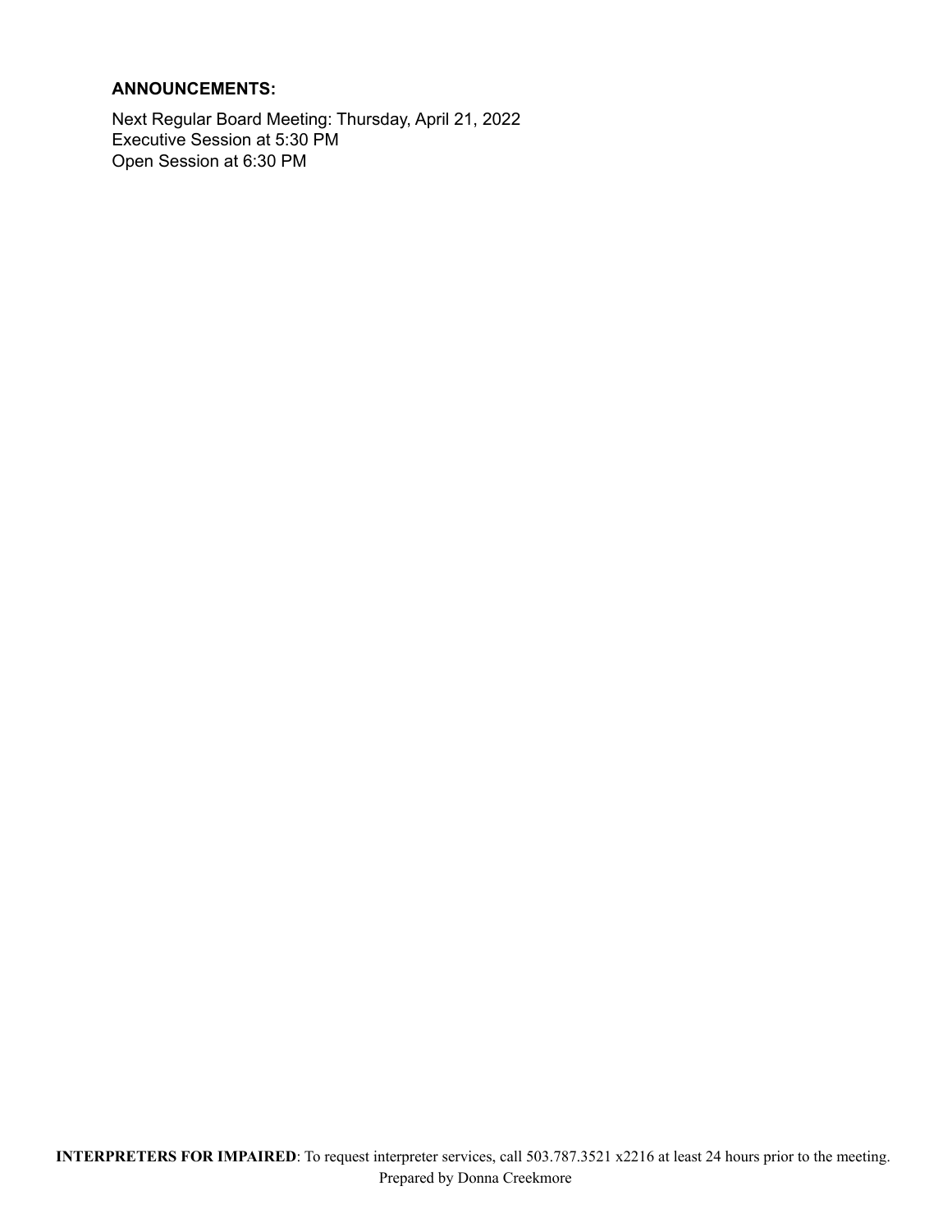**ANNOUNCEMENTS:**

Next Regular Board Meeting: Thursday, April 21, 2022
Executive Session at 5:30 PM
Open Session at 6:30 PM

**INTERPRETERS FOR IMPAIRED**: To request interpreter services, call 503.787.3521 x2216 at least 24 hours prior to the meeting.
Prepared by Donna Creekmore